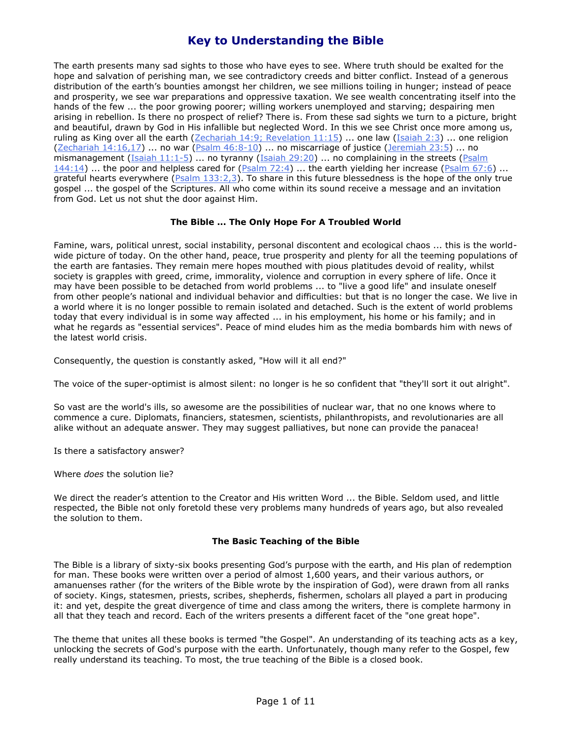# Key to Understanding the Bible

The earth presents many sad sights to those who have eyes to see. Where truth should be exalted for the hope and salvation of perishing man, we see contradictory creeds and bitter conflict. Instead of a generous distribution of the earth's bounties amongst her children, we see millions toiling in hunger; instead of peace and prosperity, we see war preparations and oppressive taxation. We see wealth concentrating itself into the hands of the few ... the poor growing poorer; willing workers unemployed and starving; despairing men arising in rebellion. Is there no prospect of relief? There is. From these sad sights we turn to a picture, bright and beautiful, drawn by God in His infallible but neglected Word. In this we see Christ once more among us, ruling as King over all the earth (Zechariah 14:9; Revelation 11:15) ... one law (Isaiah 2:3) ... one religion (Zechariah 14:16,17) ... no war (Psalm 46:8-10) ... no miscarriage of justice (Jeremiah 23:5) ... no mismanagement (Isaiah 11:1-5) ... no tyranny (Isaiah 29:20) ... no complaining in the streets (Psalm 144:14) ... the poor and helpless cared for (Psalm 72:4) ... the earth yielding her increase (Psalm 67:6) ... grateful hearts everywhere (Psalm 133:2,3). To share in this future blessedness is the hope of the only true gospel ... the gospel of the Scriptures. All who come within its sound receive a message and an invitation from God. Let us not shut the door against Him.

### The Bible ... The Only Hope For A Troubled World

Famine, wars, political unrest, social instability, personal discontent and ecological chaos ... this is the world-wide picture of today. On the other hand, peace, true prosperity and plenty for all the teeming populations of the earth are fantasies. They remain mere hopes mouthed with pious platitudes devoid of reality, whilst society is grapples with greed, crime, immorality, violence and corruption in every sphere of life. Once it may have been possible to be detached from world problems ... to "live a good life" and insulate oneself from other people's national and individual behavior and difficulties: but that is no longer the case. We live in a world where it is no longer possible to remain isolated and detached. Such is the extent of world problems today that every individual is in some way affected ... in his employment, his home or his family; and in what he regards as "essential services". Peace of mind eludes him as the media bombards him with news of the latest world crisis.

Consequently, the question is constantly asked, "How will it all end?"

The voice of the super-optimist is almost silent: no longer is he so confident that "they'll sort it out alright".

So vast are the world's ills, so awesome are the possibilities of nuclear war, that no one knows where to commence a cure. Diplomats, financiers, statesmen, scientists, philanthropists, and revolutionaries are all alike without an adequate answer. They may suggest palliatives, but none can provide the panacea!

Is there a satisfactory answer?

Where *does* the solution lie?

We direct the reader's attention to the Creator and His written Word ... the Bible. Seldom used, and little respected, the Bible not only foretold these very problems many hundreds of years ago, but also revealed the solution to them.

### The Basic Teaching of the Bible

The Bible is a library of sixty-six books presenting God's purpose with the earth, and His plan of redemption for man. These books were written over a period of almost 1,600 years, and their various authors, or amanuenses rather (for the writers of the Bible wrote by the inspiration of God), were drawn from all ranks of society. Kings, statesmen, priests, scribes, shepherds, fishermen, scholars all played a part in producing it: and yet, despite the great divergence of time and class among the writers, there is complete harmony in all that they teach and record. Each of the writers presents a different facet of the "one great hope".

The theme that unites all these books is termed "the Gospel". An understanding of its teaching acts as a key, unlocking the secrets of God's purpose with the earth. Unfortunately, though many refer to the Gospel, few really understand its teaching. To most, the true teaching of the Bible is a closed book.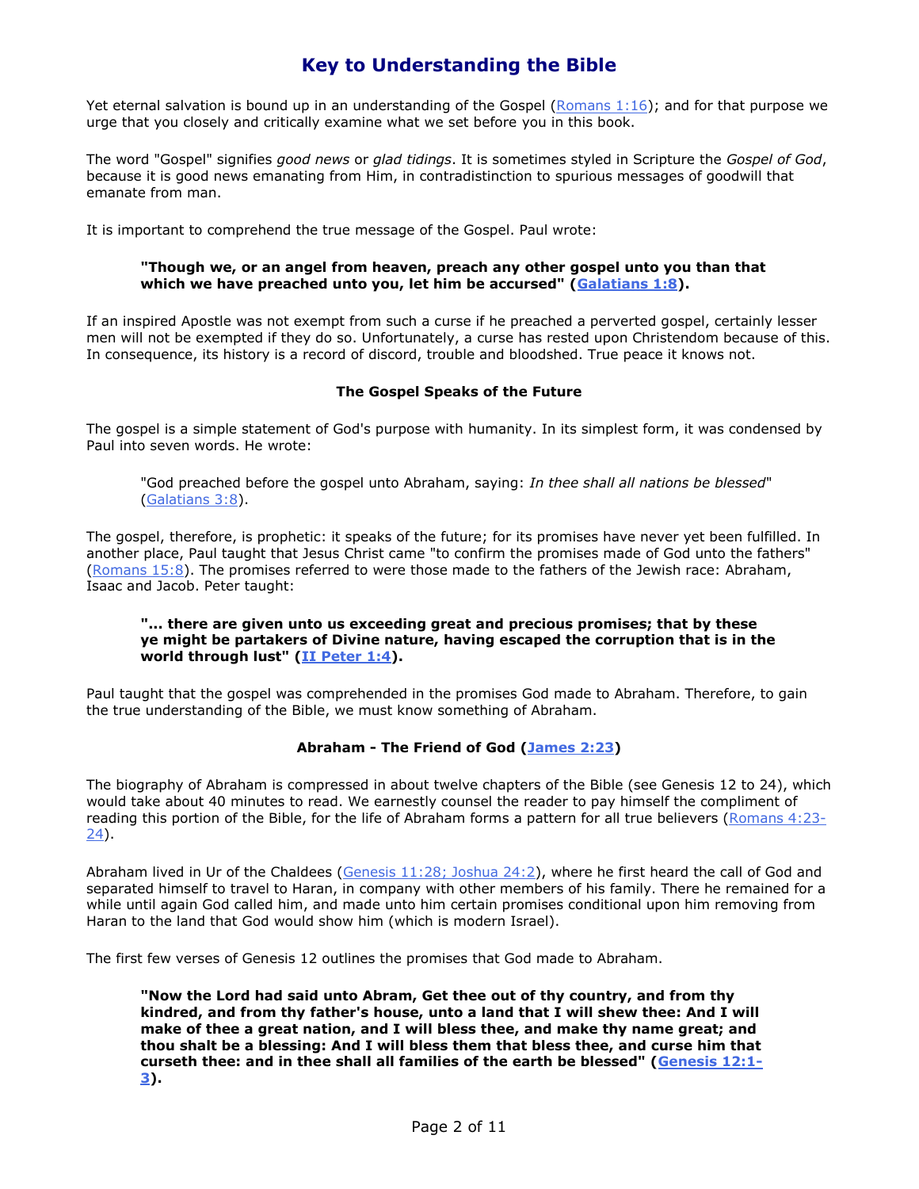Yet eternal salvation is bound up in an understanding of the Gospel (Romans 1:16); and for that purpose we urge that you closely and critically examine what we set before you in this book.

The word "Gospel" signifies *good news* or *glad tidings*. It is sometimes styled in Scripture the *Gospel of God*, because it is good news emanating from Him, in contradistinction to spurious messages of goodwill that emanate from man.

It is important to comprehend the true message of the Gospel. Paul wrote:

> **"Though we, or an angel from heaven, preach any other gospel unto you than that which we have preached unto you, let him be accursed" (Galatians 1:8).**

If an inspired Apostle was not exempt from such a curse if he preached a perverted gospel, certainly lesser men will not be exempted if they do so. Unfortunately, a curse has rested upon Christendom because of this. In consequence, its history is a record of discord, trouble and bloodshed. True peace it knows not.

### The Gospel Speaks of the Future

The gospel is a simple statement of God's purpose with humanity. In its simplest form, it was condensed by Paul into seven words. He wrote:

> "God preached before the gospel unto Abraham, saying: *In thee shall all nations be blessed*" (Galatians 3:8).

The gospel, therefore, is prophetic: it speaks of the future; for its promises have never yet been fulfilled. In another place, Paul taught that Jesus Christ came "to confirm the promises made of God unto the fathers" (Romans 15:8). The promises referred to were those made to the fathers of the Jewish race: Abraham, Isaac and Jacob. Peter taught:

> **"... there are given unto us exceeding great and precious promises; that by these ye might be partakers of Divine nature, having escaped the corruption that is in the world through lust" (II Peter 1:4).**

Paul taught that the gospel was comprehended in the promises God made to Abraham. Therefore, to gain the true understanding of the Bible, we must know something of Abraham.

### Abraham - The Friend of God (James 2:23)

The biography of Abraham is compressed in about twelve chapters of the Bible (see Genesis 12 to 24), which would take about 40 minutes to read. We earnestly counsel the reader to pay himself the compliment of reading this portion of the Bible, for the life of Abraham forms a pattern for all true believers (Romans 4:23-24).

Abraham lived in Ur of the Chaldees (Genesis 11:28; Joshua 24:2), where he first heard the call of God and separated himself to travel to Haran, in company with other members of his family. There he remained for a while until again God called him, and made unto him certain promises conditional upon him removing from Haran to the land that God would show him (which is modern Israel).

The first few verses of Genesis 12 outlines the promises that God made to Abraham.

> **"Now the Lord had said unto Abram, Get thee out of thy country, and from thy kindred, and from thy father's house, unto a land that I will shew thee: And I will make of thee a great nation, and I will bless thee, and make thy name great; and thou shalt be a blessing: And I will bless them that bless thee, and curse him that curseth thee: and in thee shall all families of the earth be blessed" (Genesis 12:1-3).**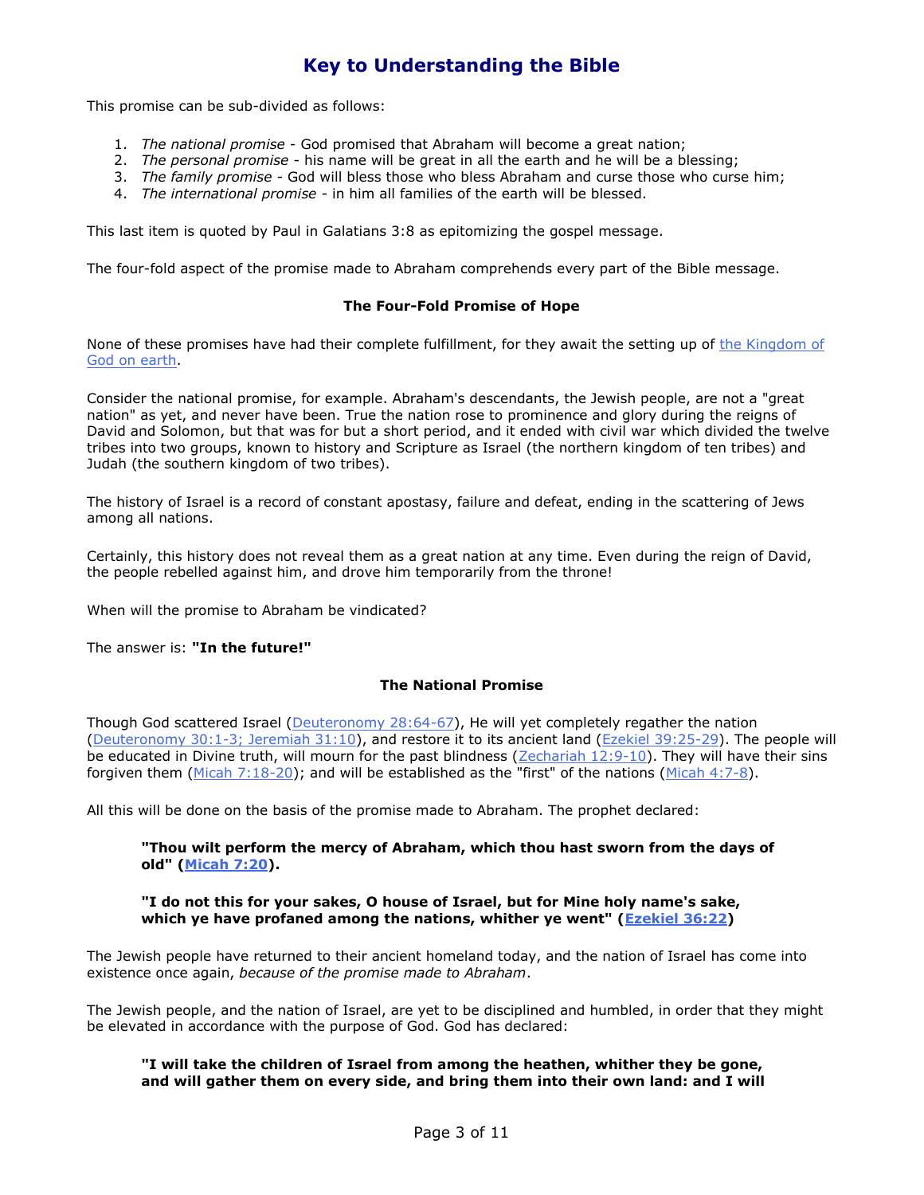This promise can be sub-divided as follows:

1. *The national promise* - God promised that Abraham will become a great nation;
2. *The personal promise* - his name will be great in all the earth and he will be a blessing;
3. *The family promise* - God will bless those who bless Abraham and curse those who curse him;
4. *The international promise* - in him all families of the earth will be blessed.

This last item is quoted by Paul in Galatians 3:8 as epitomizing the gospel message.

The four-fold aspect of the promise made to Abraham comprehends every part of the Bible message.

### The Four-Fold Promise of Hope

None of these promises have had their complete fulfillment, for they await the setting up of the Kingdom of God on earth.

Consider the national promise, for example. Abraham's descendants, the Jewish people, are not a "great nation" as yet, and never have been. True the nation rose to prominence and glory during the reigns of David and Solomon, but that was for but a short period, and it ended with civil war which divided the twelve tribes into two groups, known to history and Scripture as Israel (the northern kingdom of ten tribes) and Judah (the southern kingdom of two tribes).

The history of Israel is a record of constant apostasy, failure and defeat, ending in the scattering of Jews among all nations.

Certainly, this history does not reveal them as a great nation at any time. Even during the reign of David, the people rebelled against him, and drove him temporarily from the throne!

When will the promise to Abraham be vindicated?

The answer is: **"In the future!"**

### The National Promise

Though God scattered Israel (Deuteronomy 28:64-67), He will yet completely regather the nation (Deuteronomy 30:1-3; Jeremiah 31:10), and restore it to its ancient land (Ezekiel 39:25-29). The people will be educated in Divine truth, will mourn for the past blindness (Zechariah 12:9-10). They will have their sins forgiven them (Micah 7:18-20); and will be established as the "first" of the nations (Micah 4:7-8).

All this will be done on the basis of the promise made to Abraham. The prophet declared:

> **"Thou wilt perform the mercy of Abraham, which thou hast sworn from the days of old" (Micah 7:20).**
>
> **"I do not this for your sakes, O house of Israel, but for Mine holy name's sake, which ye have profaned among the nations, whither ye went" (Ezekiel 36:22)**

The Jewish people have returned to their ancient homeland today, and the nation of Israel has come into existence once again, *because of the promise made to Abraham*.

The Jewish people, and the nation of Israel, are yet to be disciplined and humbled, in order that they might be elevated in accordance with the purpose of God. God has declared:

> **"I will take the children of Israel from among the heathen, whither they be gone, and will gather them on every side, and bring them into their own land: and I will**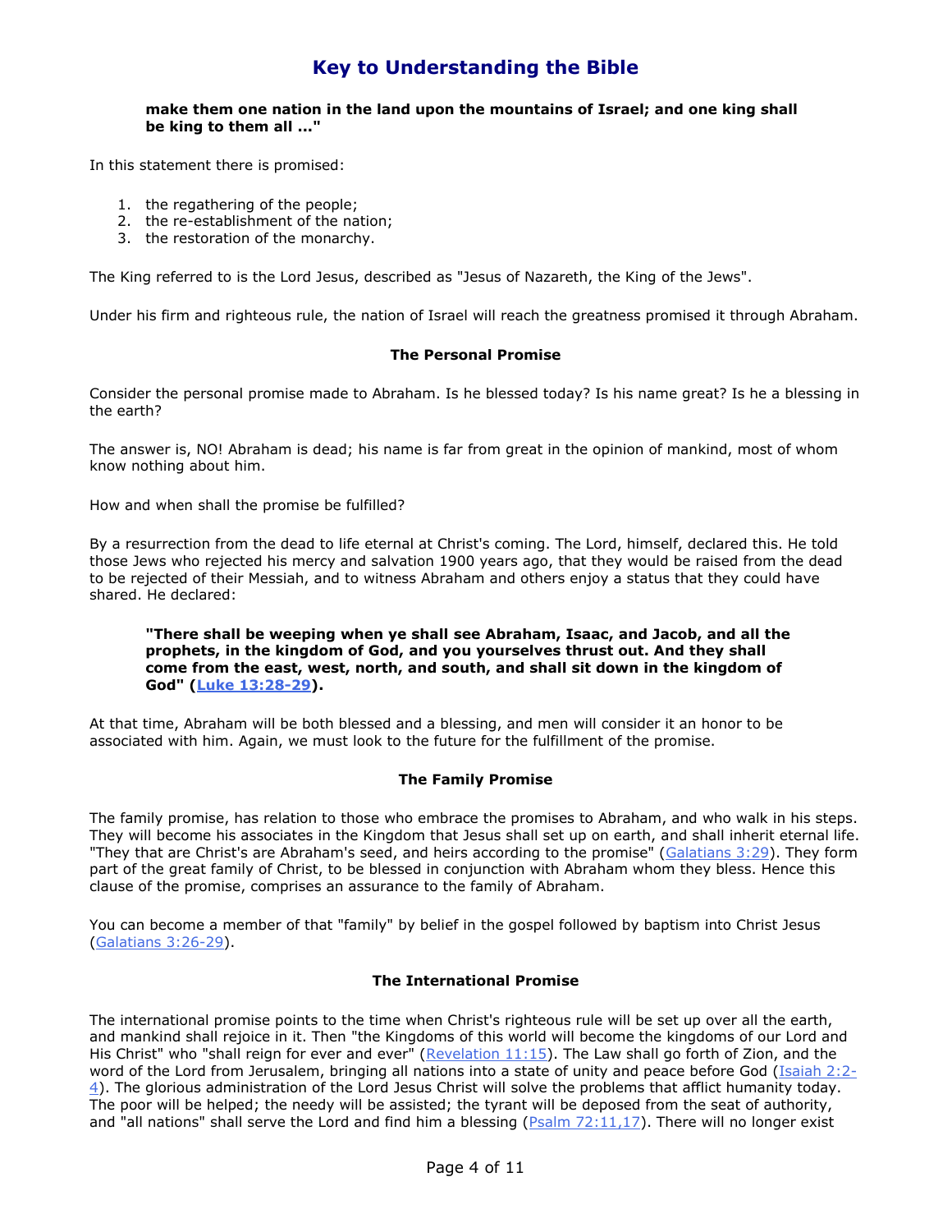> **make them one nation in the land upon the mountains of Israel; and one king shall be king to them all ..."**

In this statement there is promised:

1. the regathering of the people;
2. the re-establishment of the nation;
3. the restoration of the monarchy.

The King referred to is the Lord Jesus, described as "Jesus of Nazareth, the King of the Jews".

Under his firm and righteous rule, the nation of Israel will reach the greatness promised it through Abraham.

### The Personal Promise

Consider the personal promise made to Abraham. Is he blessed today? Is his name great? Is he a blessing in the earth?

The answer is, NO! Abraham is dead; his name is far from great in the opinion of mankind, most of whom know nothing about him.

How and when shall the promise be fulfilled?

By a resurrection from the dead to life eternal at Christ's coming. The Lord, himself, declared this. He told those Jews who rejected his mercy and salvation 1900 years ago, that they would be raised from the dead to be rejected of their Messiah, and to witness Abraham and others enjoy a status that they could have shared. He declared:

> **"There shall be weeping when ye shall see Abraham, Isaac, and Jacob, and all the prophets, in the kingdom of God, and you yourselves thrust out. And they shall come from the east, west, north, and south, and shall sit down in the kingdom of God" (Luke 13:28-29).**

At that time, Abraham will be both blessed and a blessing, and men will consider it an honor to be associated with him. Again, we must look to the future for the fulfillment of the promise.

### The Family Promise

The family promise, has relation to those who embrace the promises to Abraham, and who walk in his steps. They will become his associates in the Kingdom that Jesus shall set up on earth, and shall inherit eternal life. "They that are Christ's are Abraham's seed, and heirs according to the promise" (Galatians 3:29). They form part of the great family of Christ, to be blessed in conjunction with Abraham whom they bless. Hence this clause of the promise, comprises an assurance to the family of Abraham.

You can become a member of that "family" by belief in the gospel followed by baptism into Christ Jesus (Galatians 3:26-29).

### The International Promise

The international promise points to the time when Christ's righteous rule will be set up over all the earth, and mankind shall rejoice in it. Then "the Kingdoms of this world will become the kingdoms of our Lord and His Christ" who "shall reign for ever and ever" (Revelation 11:15). The Law shall go forth of Zion, and the word of the Lord from Jerusalem, bringing all nations into a state of unity and peace before God (Isaiah 2:2-4). The glorious administration of the Lord Jesus Christ will solve the problems that afflict humanity today. The poor will be helped; the needy will be assisted; the tyrant will be deposed from the seat of authority, and "all nations" shall serve the Lord and find him a blessing (Psalm 72:11,17). There will no longer exist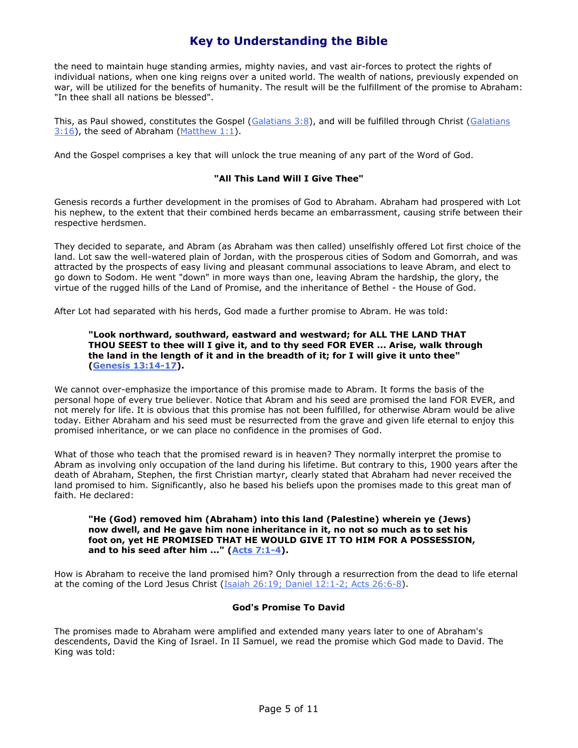the need to maintain huge standing armies, mighty navies, and vast air-forces to protect the rights of individual nations, when one king reigns over a united world. The wealth of nations, previously expended on war, will be utilized for the benefits of humanity. The result will be the fulfillment of the promise to Abraham: "In thee shall all nations be blessed".

This, as Paul showed, constitutes the Gospel (Galatians 3:8), and will be fulfilled through Christ (Galatians 3:16), the seed of Abraham (Matthew 1:1).

And the Gospel comprises a key that will unlock the true meaning of any part of the Word of God.

### "All This Land Will I Give Thee"

Genesis records a further development in the promises of God to Abraham. Abraham had prospered with Lot his nephew, to the extent that their combined herds became an embarrassment, causing strife between their respective herdsmen.

They decided to separate, and Abram (as Abraham was then called) unselfishly offered Lot first choice of the land. Lot saw the well-watered plain of Jordan, with the prosperous cities of Sodom and Gomorrah, and was attracted by the prospects of easy living and pleasant communal associations to leave Abram, and elect to go down to Sodom. He went "down" in more ways than one, leaving Abram the hardship, the glory, the virtue of the rugged hills of the Land of Promise, and the inheritance of Bethel - the House of God.

After Lot had separated with his herds, God made a further promise to Abram. He was told:

> **"Look northward, southward, eastward and westward; for ALL THE LAND THAT THOU SEEST to thee will I give it, and to thy seed FOR EVER ... Arise, walk through the land in the length of it and in the breadth of it; for I will give it unto thee" (Genesis 13:14-17).**

We cannot over-emphasize the importance of this promise made to Abram. It forms the basis of the personal hope of every true believer. Notice that Abram and his seed are promised the land FOR EVER, and not merely for life. It is obvious that this promise has not been fulfilled, for otherwise Abram would be alive today. Either Abraham and his seed must be resurrected from the grave and given life eternal to enjoy this promised inheritance, or we can place no confidence in the promises of God.

What of those who teach that the promised reward is in heaven? They normally interpret the promise to Abram as involving only occupation of the land during his lifetime. But contrary to this, 1900 years after the death of Abraham, Stephen, the first Christian martyr, clearly stated that Abraham had never received the land promised to him. Significantly, also he based his beliefs upon the promises made to this great man of faith. He declared:

> **"He (God) removed him (Abraham) into this land (Palestine) wherein ye (Jews) now dwell, and He gave him none inheritance in it, no not so much as to set his foot on, yet HE PROMISED THAT HE WOULD GIVE IT TO HIM FOR A POSSESSION, and to his seed after him ..." (Acts 7:1-4).**

How is Abraham to receive the land promised him? Only through a resurrection from the dead to life eternal at the coming of the Lord Jesus Christ (Isaiah 26:19; Daniel 12:1-2; Acts 26:6-8).

### God's Promise To David

The promises made to Abraham were amplified and extended many years later to one of Abraham's descendents, David the King of Israel. In II Samuel, we read the promise which God made to David. The King was told: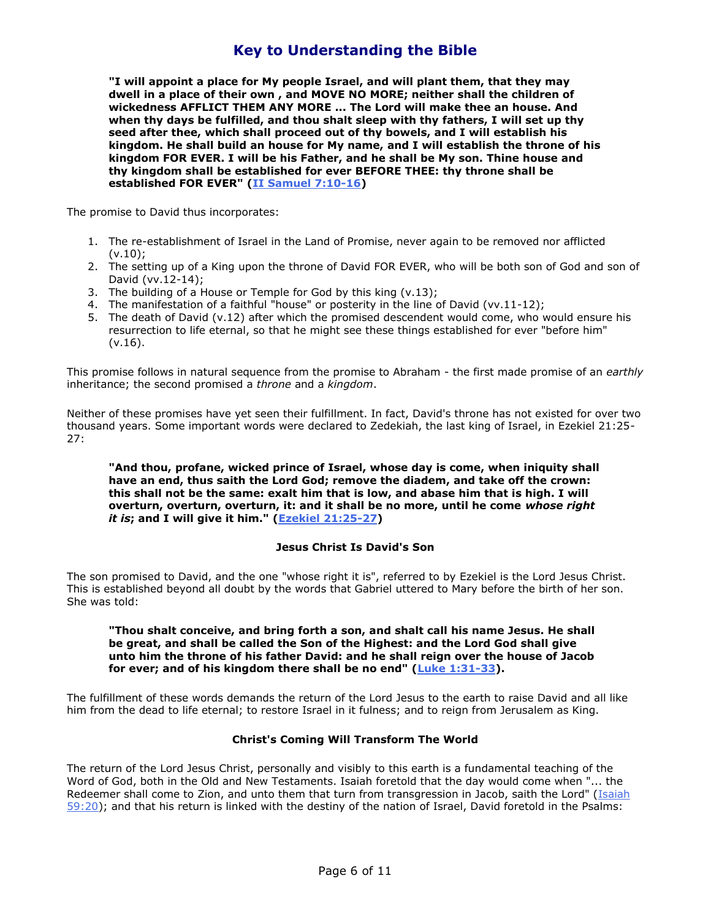**"I will appoint a place for My people Israel, and will plant them, that they may dwell in a place of their own , and MOVE NO MORE; neither shall the children of wickedness AFFLICT THEM ANY MORE ... The Lord will make thee an house. And when thy days be fulfilled, and thou shalt sleep with thy fathers, I will set up thy seed after thee, which shall proceed out of thy bowels, and I will establish his kingdom. He shall build an house for My name, and I will establish the throne of his kingdom FOR EVER. I will be his Father, and he shall be My son. Thine house and thy kingdom shall be established for ever BEFORE THEE: thy throne shall be established FOR EVER" (II Samuel 7:10-16)**

The promise to David thus incorporates:

1. The re-establishment of Israel in the Land of Promise, never again to be removed nor afflicted (v.10);
2. The setting up of a King upon the throne of David FOR EVER, who will be both son of God and son of David (vv.12-14);
3. The building of a House or Temple for God by this king (v.13);
4. The manifestation of a faithful "house" or posterity in the line of David (vv.11-12);
5. The death of David (v.12) after which the promised descendent would come, who would ensure his resurrection to life eternal, so that he might see these things established for ever "before him" (v.16).

This promise follows in natural sequence from the promise to Abraham - the first made promise of an *earthly* inheritance; the second promised a *throne* and a *kingdom*.

Neither of these promises have yet seen their fulfillment. In fact, David's throne has not existed for over two thousand years. Some important words were declared to Zedekiah, the last king of Israel, in Ezekiel 21:25-27:

**"And thou, profane, wicked prince of Israel, whose day is come, when iniquity shall have an end, thus saith the Lord God; remove the diadem, and take off the crown: this shall not be the same: exalt him that is low, and abase him that is high. I will overturn, overturn, overturn, it: and it shall be no more, until he come *whose right it is*; and I will give it him." (Ezekiel 21:25-27)**

### Jesus Christ Is David's Son

The son promised to David, and the one "whose right it is", referred to by Ezekiel is the Lord Jesus Christ. This is established beyond all doubt by the words that Gabriel uttered to Mary before the birth of her son. She was told:

**"Thou shalt conceive, and bring forth a son, and shalt call his name Jesus. He shall be great, and shall be called the Son of the Highest: and the Lord God shall give unto him the throne of his father David: and he shall reign over the house of Jacob for ever; and of his kingdom there shall be no end" (Luke 1:31-33).**

The fulfillment of these words demands the return of the Lord Jesus to the earth to raise David and all like him from the dead to life eternal; to restore Israel in it fulness; and to reign from Jerusalem as King.

### Christ's Coming Will Transform The World

The return of the Lord Jesus Christ, personally and visibly to this earth is a fundamental teaching of the Word of God, both in the Old and New Testaments. Isaiah foretold that the day would come when "... the Redeemer shall come to Zion, and unto them that turn from transgression in Jacob, saith the Lord" (Isaiah 59:20); and that his return is linked with the destiny of the nation of Israel, David foretold in the Psalms: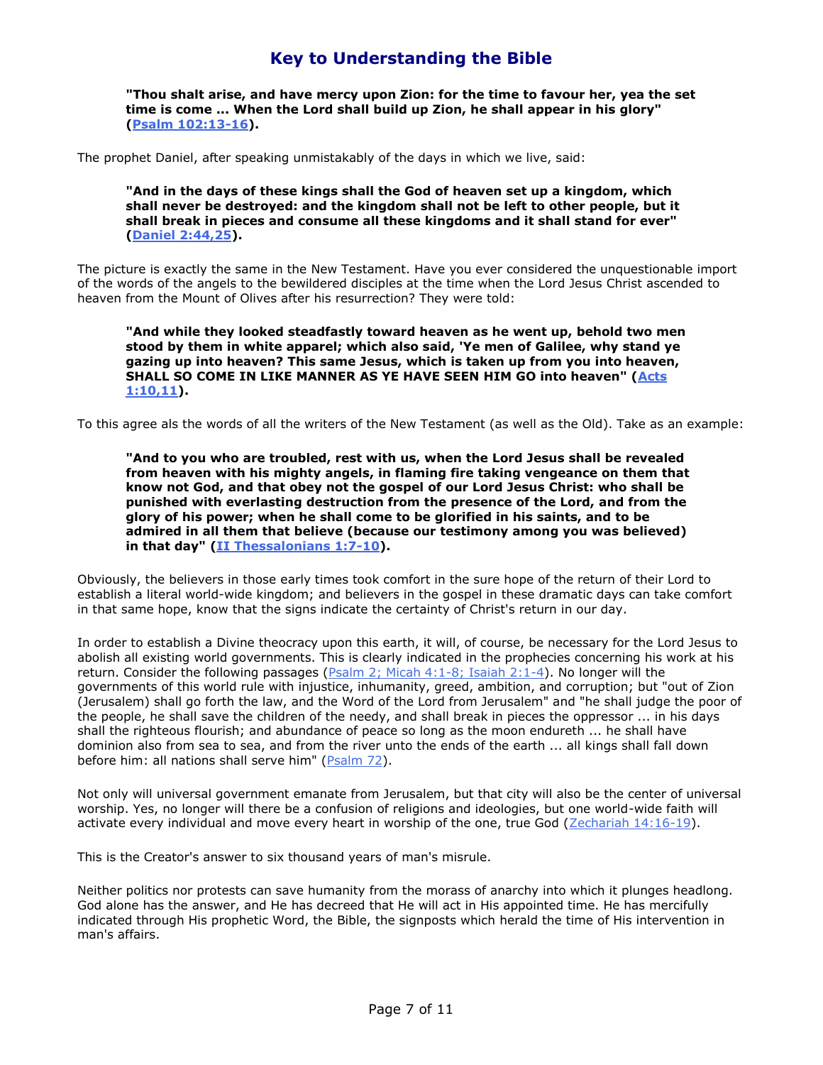> **"Thou shalt arise, and have mercy upon Zion: for the time to favour her, yea the set time is come ... When the Lord shall build up Zion, he shall appear in his glory" (Psalm 102:13-16).**

The prophet Daniel, after speaking unmistakably of the days in which we live, said:

> **"And in the days of these kings shall the God of heaven set up a kingdom, which shall never be destroyed: and the kingdom shall not be left to other people, but it shall break in pieces and consume all these kingdoms and it shall stand for ever" (Daniel 2:44,25).**

The picture is exactly the same in the New Testament. Have you ever considered the unquestionable import of the words of the angels to the bewildered disciples at the time when the Lord Jesus Christ ascended to heaven from the Mount of Olives after his resurrection? They were told:

> **"And while they looked steadfastly toward heaven as he went up, behold two men stood by them in white apparel; which also said, 'Ye men of Galilee, why stand ye gazing up into heaven? This same Jesus, which is taken up from you into heaven, SHALL SO COME IN LIKE MANNER AS YE HAVE SEEN HIM GO into heaven" (Acts 1:10,11).**

To this agree als the words of all the writers of the New Testament (as well as the Old). Take as an example:

> **"And to you who are troubled, rest with us, when the Lord Jesus shall be revealed from heaven with his mighty angels, in flaming fire taking vengeance on them that know not God, and that obey not the gospel of our Lord Jesus Christ: who shall be punished with everlasting destruction from the presence of the Lord, and from the glory of his power; when he shall come to be glorified in his saints, and to be admired in all them that believe (because our testimony among you was believed) in that day" (II Thessalonians 1:7-10).**

Obviously, the believers in those early times took comfort in the sure hope of the return of their Lord to establish a literal world-wide kingdom; and believers in the gospel in these dramatic days can take comfort in that same hope, know that the signs indicate the certainty of Christ's return in our day.

In order to establish a Divine theocracy upon this earth, it will, of course, be necessary for the Lord Jesus to abolish all existing world governments. This is clearly indicated in the prophecies concerning his work at his return. Consider the following passages (Psalm 2; Micah 4:1-8; Isaiah 2:1-4). No longer will the governments of this world rule with injustice, inhumanity, greed, ambition, and corruption; but "out of Zion (Jerusalem) shall go forth the law, and the Word of the Lord from Jerusalem" and "he shall judge the poor of the people, he shall save the children of the needy, and shall break in pieces the oppressor ... in his days shall the righteous flourish; and abundance of peace so long as the moon endureth ... he shall have dominion also from sea to sea, and from the river unto the ends of the earth ... all kings shall fall down before him: all nations shall serve him" (Psalm 72).

Not only will universal government emanate from Jerusalem, but that city will also be the center of universal worship. Yes, no longer will there be a confusion of religions and ideologies, but one world-wide faith will activate every individual and move every heart in worship of the one, true God (Zechariah 14:16-19).

This is the Creator's answer to six thousand years of man's misrule.

Neither politics nor protests can save humanity from the morass of anarchy into which it plunges headlong. God alone has the answer, and He has decreed that He will act in His appointed time. He has mercifully indicated through His prophetic Word, the Bible, the signposts which herald the time of His intervention in man's affairs.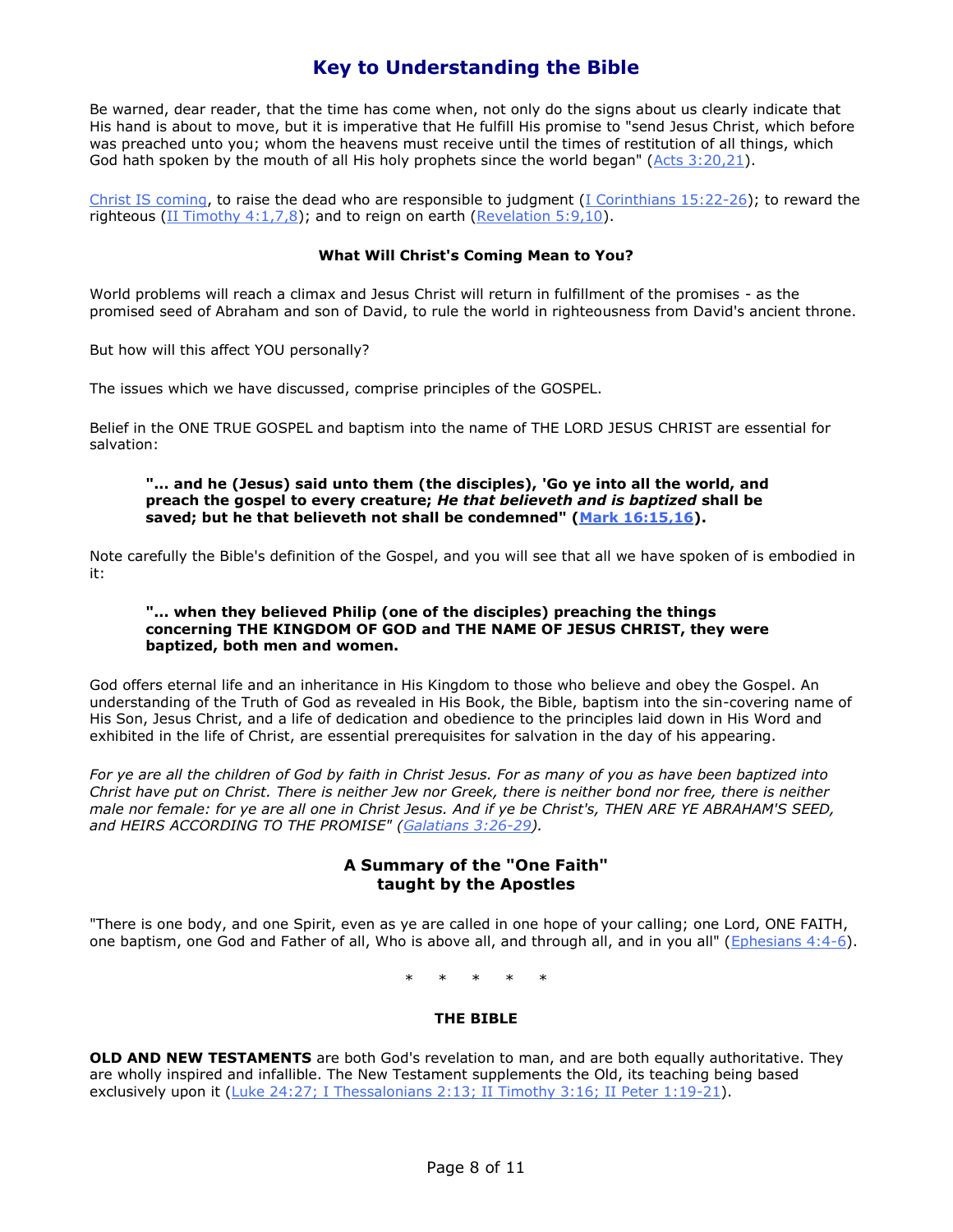# Key to Understanding the Bible

Be warned, dear reader, that the time has come when, not only do the signs about us clearly indicate that His hand is about to move, but it is imperative that He fulfill His promise to "send Jesus Christ, which before was preached unto you; whom the heavens must receive until the times of restitution of all things, which God hath spoken by the mouth of all His holy prophets since the world began" (Acts 3:20,21).

Christ IS coming, to raise the dead who are responsible to judgment (I Corinthians 15:22-26); to reward the righteous (II Timothy 4:1,7,8); and to reign on earth (Revelation 5:9,10).

### What Will Christ's Coming Mean to You?

World problems will reach a climax and Jesus Christ will return in fulfillment of the promises - as the promised seed of Abraham and son of David, to rule the world in righteousness from David's ancient throne.

But how will this affect YOU personally?

The issues which we have discussed, comprise principles of the GOSPEL.

Belief in the ONE TRUE GOSPEL and baptism into the name of THE LORD JESUS CHRIST are essential for salvation:

> **"... and he (Jesus) said unto them (the disciples), 'Go ye into all the world, and preach the gospel to every creature; *He that believeth and is baptized* shall be saved; but he that believeth not shall be condemned" (Mark 16:15,16).**

Note carefully the Bible's definition of the Gospel, and you will see that all we have spoken of is embodied in it:

> **"... when they believed Philip (one of the disciples) preaching the things concerning THE KINGDOM OF GOD and THE NAME OF JESUS CHRIST, they were baptized, both men and women.**

God offers eternal life and an inheritance in His Kingdom to those who believe and obey the Gospel. An understanding of the Truth of God as revealed in His Book, the Bible, baptism into the sin-covering name of His Son, Jesus Christ, and a life of dedication and obedience to the principles laid down in His Word and exhibited in the life of Christ, are essential prerequisites for salvation in the day of his appearing.

*For ye are all the children of God by faith in Christ Jesus. For as many of you as have been baptized into Christ have put on Christ. There is neither Jew nor Greek, there is neither bond nor free, there is neither male nor female: for ye are all one in Christ Jesus. And if ye be Christ's, THEN ARE YE ABRAHAM'S SEED, and HEIRS ACCORDING TO THE PROMISE" (Galatians 3:26-29).*

## A Summary of the "One Faith" taught by the Apostles

"There is one body, and one Spirit, even as ye are called in one hope of your calling; one Lord, ONE FAITH, one baptism, one God and Father of all, Who is above all, and through all, and in you all" (Ephesians 4:4-6).

\*  \*  \*  \*  \*

### THE BIBLE

**OLD AND NEW TESTAMENTS** are both God's revelation to man, and are both equally authoritative. They are wholly inspired and infallible. The New Testament supplements the Old, its teaching being based exclusively upon it (Luke 24:27; I Thessalonians 2:13; II Timothy 3:16; II Peter 1:19-21).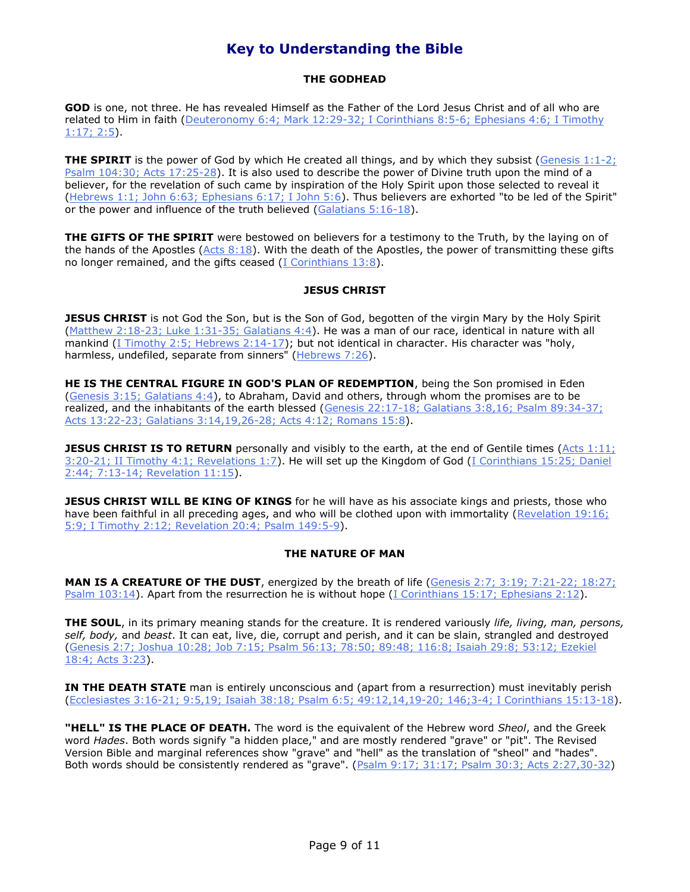# Key to Understanding the Bible

### THE GODHEAD

**GOD** is one, not three. He has revealed Himself as the Father of the Lord Jesus Christ and of all who are related to Him in faith (Deuteronomy 6:4; Mark 12:29-32; I Corinthians 8:5-6; Ephesians 4:6; I Timothy 1:17; 2:5).

**THE SPIRIT** is the power of God by which He created all things, and by which they subsist (Genesis 1:1-2; Psalm 104:30; Acts 17:25-28). It is also used to describe the power of Divine truth upon the mind of a believer, for the revelation of such came by inspiration of the Holy Spirit upon those selected to reveal it (Hebrews 1:1; John 6:63; Ephesians 6:17; I John 5:6). Thus believers are exhorted "to be led of the Spirit" or the power and influence of the truth believed (Galatians 5:16-18).

**THE GIFTS OF THE SPIRIT** were bestowed on believers for a testimony to the Truth, by the laying on of the hands of the Apostles (Acts 8:18). With the death of the Apostles, the power of transmitting these gifts no longer remained, and the gifts ceased (I Corinthians 13:8).

### JESUS CHRIST

**JESUS CHRIST** is not God the Son, but is the Son of God, begotten of the virgin Mary by the Holy Spirit (Matthew 2:18-23; Luke 1:31-35; Galatians 4:4). He was a man of our race, identical in nature with all mankind (I Timothy 2:5; Hebrews 2:14-17); but not identical in character. His character was "holy, harmless, undefiled, separate from sinners" (Hebrews 7:26).

**HE IS THE CENTRAL FIGURE IN GOD'S PLAN OF REDEMPTION**, being the Son promised in Eden (Genesis 3:15; Galatians 4:4), to Abraham, David and others, through whom the promises are to be realized, and the inhabitants of the earth blessed (Genesis 22:17-18; Galatians 3:8,16; Psalm 89:34-37; Acts 13:22-23; Galatians 3:14,19,26-28; Acts 4:12; Romans 15:8).

**JESUS CHRIST IS TO RETURN** personally and visibly to the earth, at the end of Gentile times (Acts 1:11; 3:20-21; II Timothy 4:1; Revelations 1:7). He will set up the Kingdom of God (I Corinthians 15:25; Daniel 2:44; 7:13-14; Revelation 11:15).

**JESUS CHRIST WILL BE KING OF KINGS** for he will have as his associate kings and priests, those who have been faithful in all preceding ages, and who will be clothed upon with immortality (Revelation 19:16; 5:9; I Timothy 2:12; Revelation 20:4; Psalm 149:5-9).

### THE NATURE OF MAN

**MAN IS A CREATURE OF THE DUST**, energized by the breath of life (Genesis 2:7; 3:19; 7:21-22; 18:27; Psalm 103:14). Apart from the resurrection he is without hope (I Corinthians 15:17; Ephesians 2:12).

**THE SOUL**, in its primary meaning stands for the creature. It is rendered variously *life, living, man, persons, self, body,* and *beast*. It can eat, live, die, corrupt and perish, and it can be slain, strangled and destroyed (Genesis 2:7; Joshua 10:28; Job 7:15; Psalm 56:13; 78:50; 89:48; 116:8; Isaiah 29:8; 53:12; Ezekiel 18:4; Acts 3:23).

**IN THE DEATH STATE** man is entirely unconscious and (apart from a resurrection) must inevitably perish (Ecclesiastes 3:16-21; 9:5,19; Isaiah 38:18; Psalm 6:5; 49:12,14,19-20; 146;3-4; I Corinthians 15:13-18).

**"HELL" IS THE PLACE OF DEATH.** The word is the equivalent of the Hebrew word *Sheol*, and the Greek word *Hades*. Both words signify "a hidden place," and are mostly rendered "grave" or "pit". The Revised Version Bible and marginal references show "grave" and "hell" as the translation of "sheol" and "hades". Both words should be consistently rendered as "grave". (Psalm 9:17; 31:17; Psalm 30:3; Acts 2:27,30-32)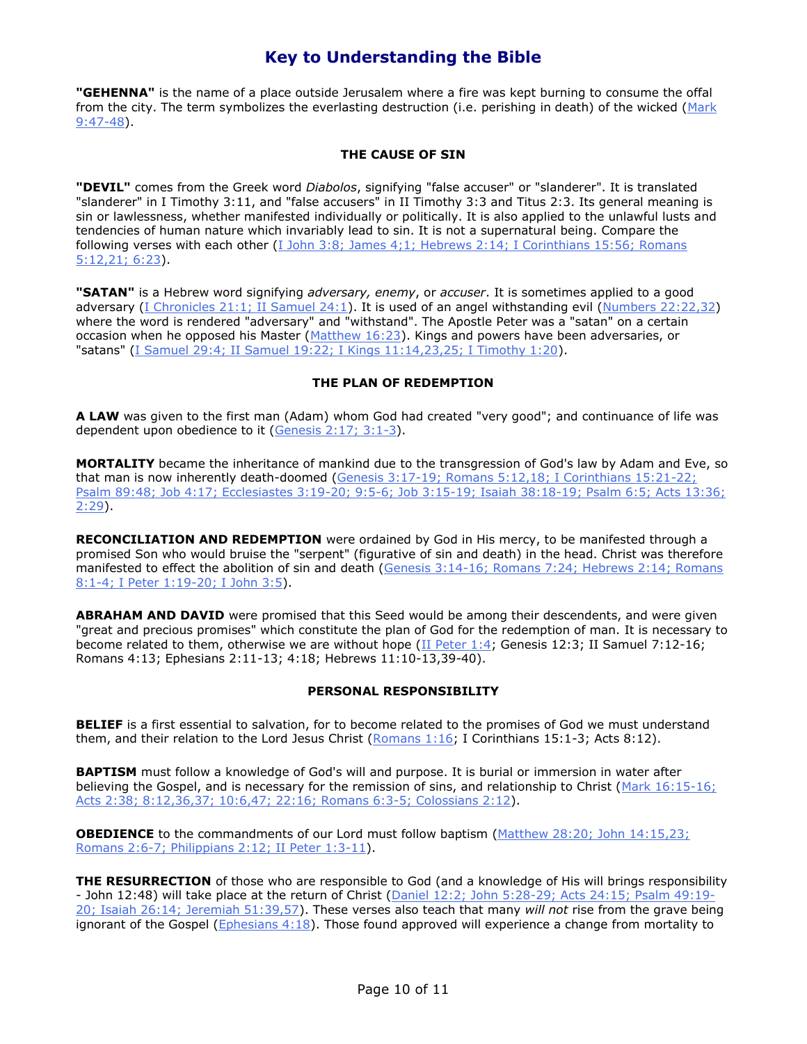# Key to Understanding the Bible

**"GEHENNA"** is the name of a place outside Jerusalem where a fire was kept burning to consume the offal from the city. The term symbolizes the everlasting destruction (i.e. perishing in death) of the wicked (Mark 9:47-48).

### THE CAUSE OF SIN

**"DEVIL"** comes from the Greek word *Diabolos*, signifying "false accuser" or "slanderer". It is translated "slanderer" in I Timothy 3:11, and "false accusers" in II Timothy 3:3 and Titus 2:3. Its general meaning is sin or lawlessness, whether manifested individually or politically. It is also applied to the unlawful lusts and tendencies of human nature which invariably lead to sin. It is not a supernatural being. Compare the following verses with each other (I John 3:8; James 4;1; Hebrews 2:14; I Corinthians 15:56; Romans 5:12,21; 6:23).

**"SATAN"** is a Hebrew word signifying *adversary, enemy*, or *accuser*. It is sometimes applied to a good adversary (I Chronicles 21:1; II Samuel 24:1). It is used of an angel withstanding evil (Numbers 22:22,32) where the word is rendered "adversary" and "withstand". The Apostle Peter was a "satan" on a certain occasion when he opposed his Master (Matthew 16:23). Kings and powers have been adversaries, or "satans" (I Samuel 29:4; II Samuel 19:22; I Kings 11:14,23,25; I Timothy 1:20).

### THE PLAN OF REDEMPTION

**A LAW** was given to the first man (Adam) whom God had created "very good"; and continuance of life was dependent upon obedience to it (Genesis 2:17; 3:1-3).

**MORTALITY** became the inheritance of mankind due to the transgression of God's law by Adam and Eve, so that man is now inherently death-doomed (Genesis 3:17-19; Romans 5:12,18; I Corinthians 15:21-22; Psalm 89:48; Job 4:17; Ecclesiastes 3:19-20; 9:5-6; Job 3:15-19; Isaiah 38:18-19; Psalm 6:5; Acts 13:36; 2:29).

**RECONCILIATION AND REDEMPTION** were ordained by God in His mercy, to be manifested through a promised Son who would bruise the "serpent" (figurative of sin and death) in the head. Christ was therefore manifested to effect the abolition of sin and death (Genesis 3:14-16; Romans 7:24; Hebrews 2:14; Romans 8:1-4; I Peter 1:19-20; I John 3:5).

**ABRAHAM AND DAVID** were promised that this Seed would be among their descendents, and were given "great and precious promises" which constitute the plan of God for the redemption of man. It is necessary to become related to them, otherwise we are without hope (II Peter 1:4; Genesis 12:3; II Samuel 7:12-16; Romans 4:13; Ephesians 2:11-13; 4:18; Hebrews 11:10-13,39-40).

### PERSONAL RESPONSIBILITY

**BELIEF** is a first essential to salvation, for to become related to the promises of God we must understand them, and their relation to the Lord Jesus Christ (Romans 1:16; I Corinthians 15:1-3; Acts 8:12).

**BAPTISM** must follow a knowledge of God's will and purpose. It is burial or immersion in water after believing the Gospel, and is necessary for the remission of sins, and relationship to Christ (Mark 16:15-16; Acts 2:38; 8:12,36,37; 10:6,47; 22:16; Romans 6:3-5; Colossians 2:12).

**OBEDIENCE** to the commandments of our Lord must follow baptism (Matthew 28:20; John 14:15,23; Romans 2:6-7; Philippians 2:12; II Peter 1:3-11).

**THE RESURRECTION** of those who are responsible to God (and a knowledge of His will brings responsibility - John 12:48) will take place at the return of Christ (Daniel 12:2; John 5:28-29; Acts 24:15; Psalm 49:19-20; Isaiah 26:14; Jeremiah 51:39,57). These verses also teach that many *will not* rise from the grave being ignorant of the Gospel (Ephesians 4:18). Those found approved will experience a change from mortality to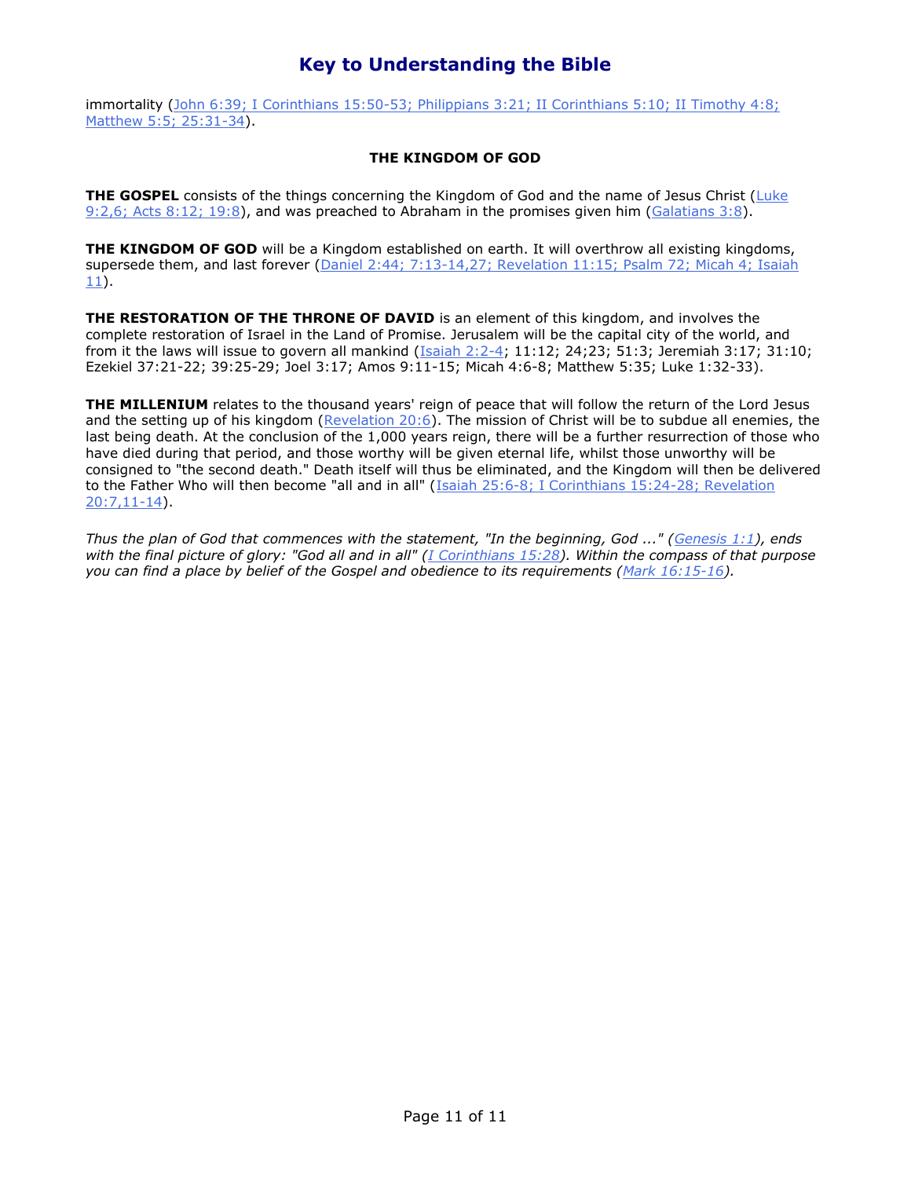immortality (John 6:39; I Corinthians 15:50-53; Philippians 3:21; II Corinthians 5:10; II Timothy 4:8; Matthew 5:5; 25:31-34).

### THE KINGDOM OF GOD

**THE GOSPEL** consists of the things concerning the Kingdom of God and the name of Jesus Christ (Luke 9:2,6; Acts 8:12; 19:8), and was preached to Abraham in the promises given him (Galatians 3:8).

**THE KINGDOM OF GOD** will be a Kingdom established on earth. It will overthrow all existing kingdoms, supersede them, and last forever (Daniel 2:44; 7:13-14,27; Revelation 11:15; Psalm 72; Micah 4; Isaiah 11).

**THE RESTORATION OF THE THRONE OF DAVID** is an element of this kingdom, and involves the complete restoration of Israel in the Land of Promise. Jerusalem will be the capital city of the world, and from it the laws will issue to govern all mankind (Isaiah 2:2-4; 11:12; 24;23; 51:3; Jeremiah 3:17; 31:10; Ezekiel 37:21-22; 39:25-29; Joel 3:17; Amos 9:11-15; Micah 4:6-8; Matthew 5:35; Luke 1:32-33).

**THE MILLENIUM** relates to the thousand years' reign of peace that will follow the return of the Lord Jesus and the setting up of his kingdom (Revelation 20:6). The mission of Christ will be to subdue all enemies, the last being death. At the conclusion of the 1,000 years reign, there will be a further resurrection of those who have died during that period, and those worthy will be given eternal life, whilst those unworthy will be consigned to "the second death." Death itself will thus be eliminated, and the Kingdom will then be delivered to the Father Who will then become "all and in all" (Isaiah 25:6-8; I Corinthians 15:24-28; Revelation 20:7,11-14).

*Thus the plan of God that commences with the statement, "In the beginning, God ..." (Genesis 1:1), ends with the final picture of glory: "God all and in all" (I Corinthians 15:28). Within the compass of that purpose you can find a place by belief of the Gospel and obedience to its requirements (Mark 16:15-16).*